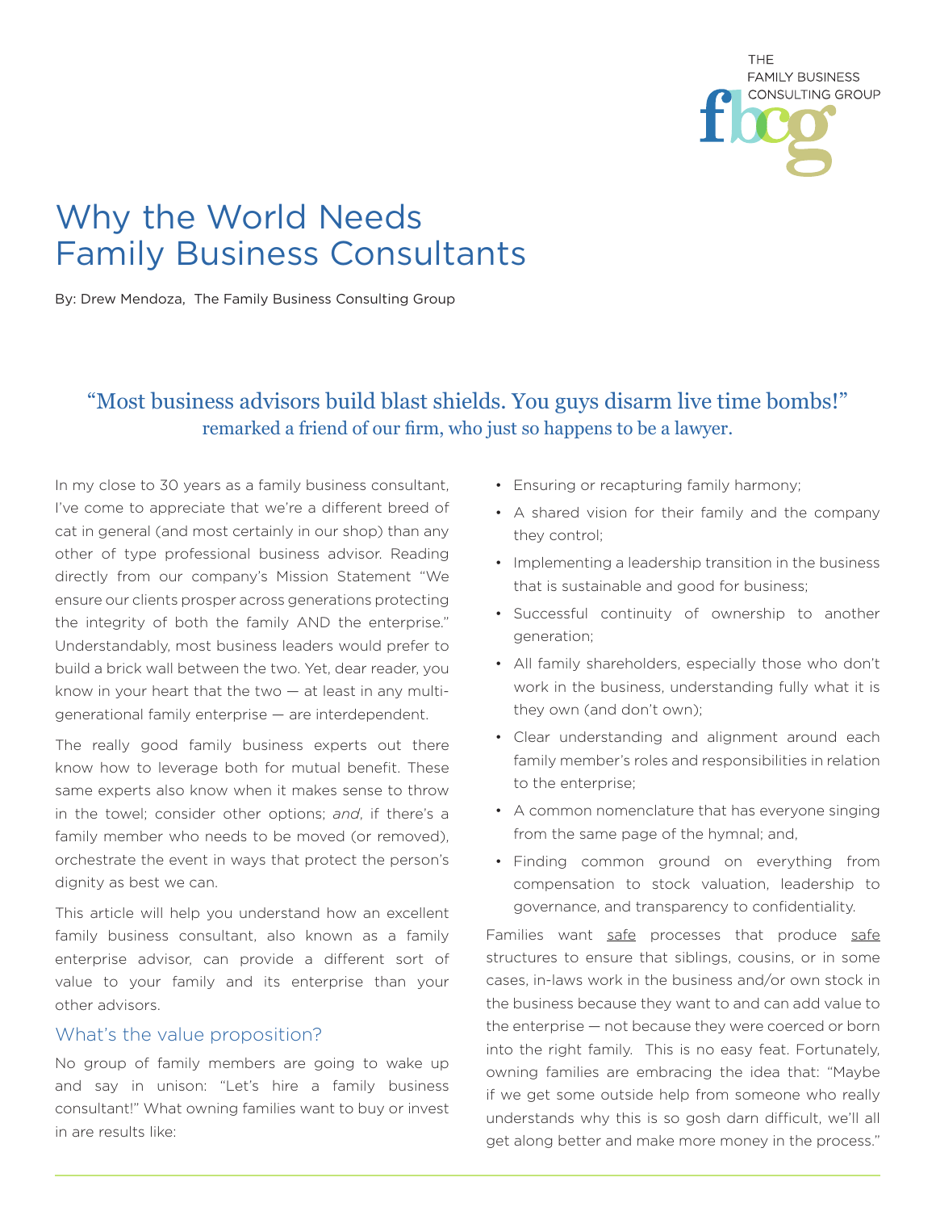# Why the World Needs Family Business Consultants

By: Drew Mendoza, The Family Business Consulting Group

> "Most business advisors build blast shields. You guys disarm live time bombs!"
> remarked a friend of our firm, who just so happens to be a lawyer.

In my close to 30 years as a family business consultant, I've come to appreciate that we're a different breed of cat in general (and most certainly in our shop) than any other of type professional business advisor. Reading directly from our company's Mission Statement "We ensure our clients prosper across generations protecting the integrity of both the family AND the enterprise." Understandably, most business leaders would prefer to build a brick wall between the two. Yet, dear reader, you know in your heart that the two — at least in any multi-generational family enterprise — are interdependent.

The really good family business experts out there know how to leverage both for mutual benefit. These same experts also know when it makes sense to throw in the towel; consider other options; *and*, if there's a family member who needs to be moved (or removed), orchestrate the event in ways that protect the person's dignity as best we can.

This article will help you understand how an excellent family business consultant, also known as a family enterprise advisor, can provide a different sort of value to your family and its enterprise than your other advisors.

## What's the value proposition?

No group of family members are going to wake up and say in unison: "Let's hire a family business consultant!" What owning families want to buy or invest in are results like:

- Ensuring or recapturing family harmony;
- A shared vision for their family and the company they control;
- Implementing a leadership transition in the business that is sustainable and good for business;
- Successful continuity of ownership to another generation;
- All family shareholders, especially those who don't work in the business, understanding fully what it is they own (and don't own);
- Clear understanding and alignment around each family member's roles and responsibilities in relation to the enterprise;
- A common nomenclature that has everyone singing from the same page of the hymnal; and,
- Finding common ground on everything from compensation to stock valuation, leadership to governance, and transparency to confidentiality.

Families want <u>safe</u> processes that produce <u>safe</u> structures to ensure that siblings, cousins, or in some cases, in-laws work in the business and/or own stock in the business because they want to and can add value to the enterprise — not because they were coerced or born into the right family. This is no easy feat. Fortunately, owning families are embracing the idea that: "Maybe if we get some outside help from someone who really understands why this is so gosh darn difficult, we'll all get along better and make more money in the process."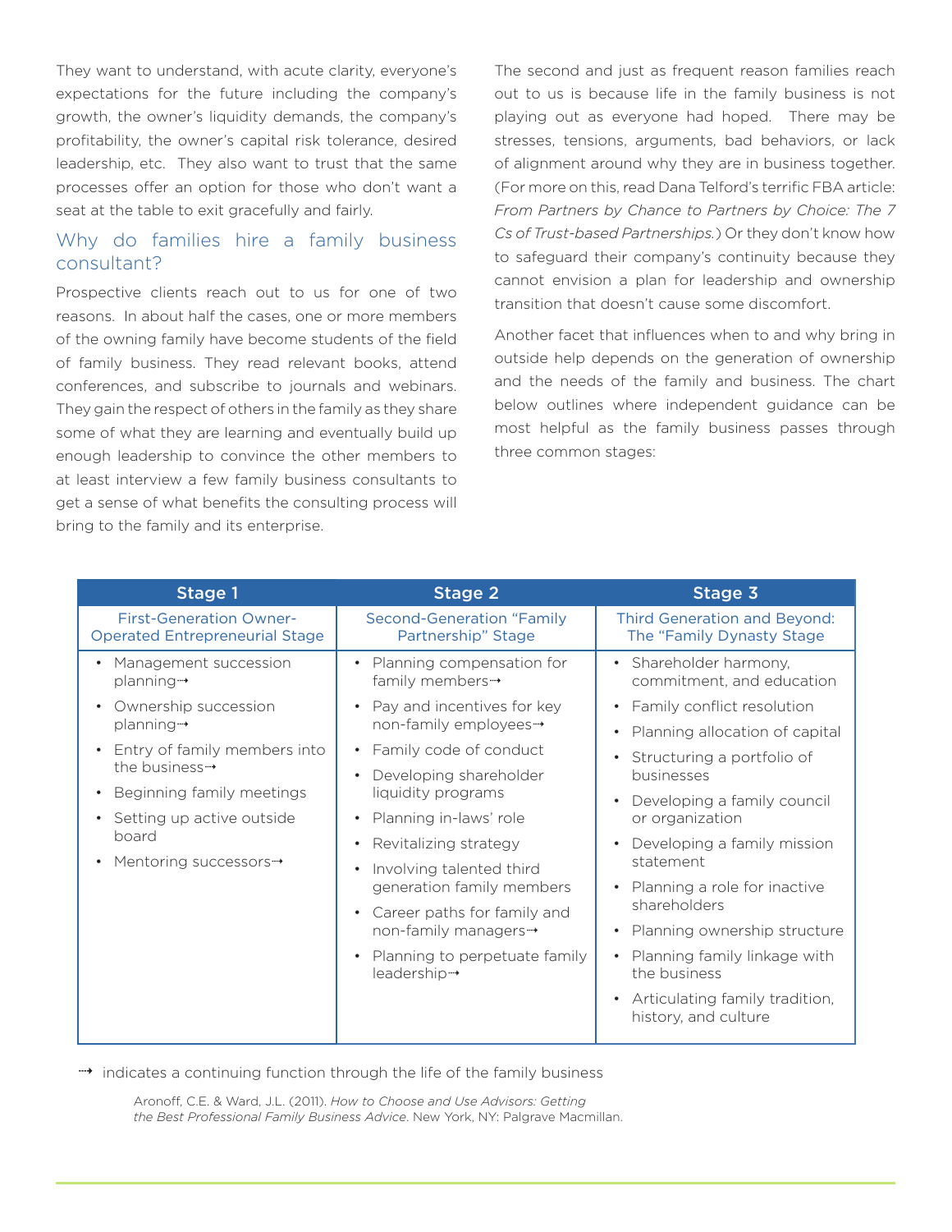They want to understand, with acute clarity, everyone's expectations for the future including the company's growth, the owner's liquidity demands, the company's profitability, the owner's capital risk tolerance, desired leadership, etc. They also want to trust that the same processes offer an option for those who don't want a seat at the table to exit gracefully and fairly.

## Why do families hire a family business consultant?

Prospective clients reach out to us for one of two reasons. In about half the cases, one or more members of the owning family have become students of the field of family business. They read relevant books, attend conferences, and subscribe to journals and webinars. They gain the respect of others in the family as they share some of what they are learning and eventually build up enough leadership to convince the other members to at least interview a few family business consultants to get a sense of what benefits the consulting process will bring to the family and its enterprise.

The second and just as frequent reason families reach out to us is because life in the family business is not playing out as everyone had hoped. There may be stresses, tensions, arguments, bad behaviors, or lack of alignment around why they are in business together. (For more on this, read Dana Telford's terrific FBA article: *From Partners by Chance to Partners by Choice: The 7 Cs of Trust-based Partnerships.*) Or they don't know how to safeguard their company's continuity because they cannot envision a plan for leadership and ownership transition that doesn't cause some discomfort.

Another facet that influences when to and why bring in outside help depends on the generation of ownership and the needs of the family and business. The chart below outlines where independent guidance can be most helpful as the family business passes through three common stages:

| Stage 1 | Stage 2 | Stage 3 |
|---|---|---|
| First-Generation Owner-Operated Entrepreneurial Stage | Second-Generation "Family Partnership" Stage | Third Generation and Beyond: The "Family Dynasty Stage |
| • Management succession planning⤑<br>• Ownership succession planning⤑<br>• Entry of family members into the business⤑<br>• Beginning family meetings<br>• Setting up active outside board<br>• Mentoring successors⤑ | • Planning compensation for family members⤑<br>• Pay and incentives for key non-family employees⤑<br>• Family code of conduct<br>• Developing shareholder liquidity programs<br>• Planning in-laws' role<br>• Revitalizing strategy<br>• Involving talented third generation family members<br>• Career paths for family and non-family managers⤑<br>• Planning to perpetuate family leadership⤑ | • Shareholder harmony, commitment, and education<br>• Family conflict resolution<br>• Planning allocation of capital<br>• Structuring a portfolio of businesses<br>• Developing a family council or organization<br>• Developing a family mission statement<br>• Planning a role for inactive shareholders<br>• Planning ownership structure<br>• Planning family linkage with the business<br>• Articulating family tradition, history, and culture |

⤑ indicates a continuing function through the life of the family business

Aronoff, C.E. & Ward, J.L. (2011). *How to Choose and Use Advisors: Getting the Best Professional Family Business Advice*. New York, NY: Palgrave Macmillan.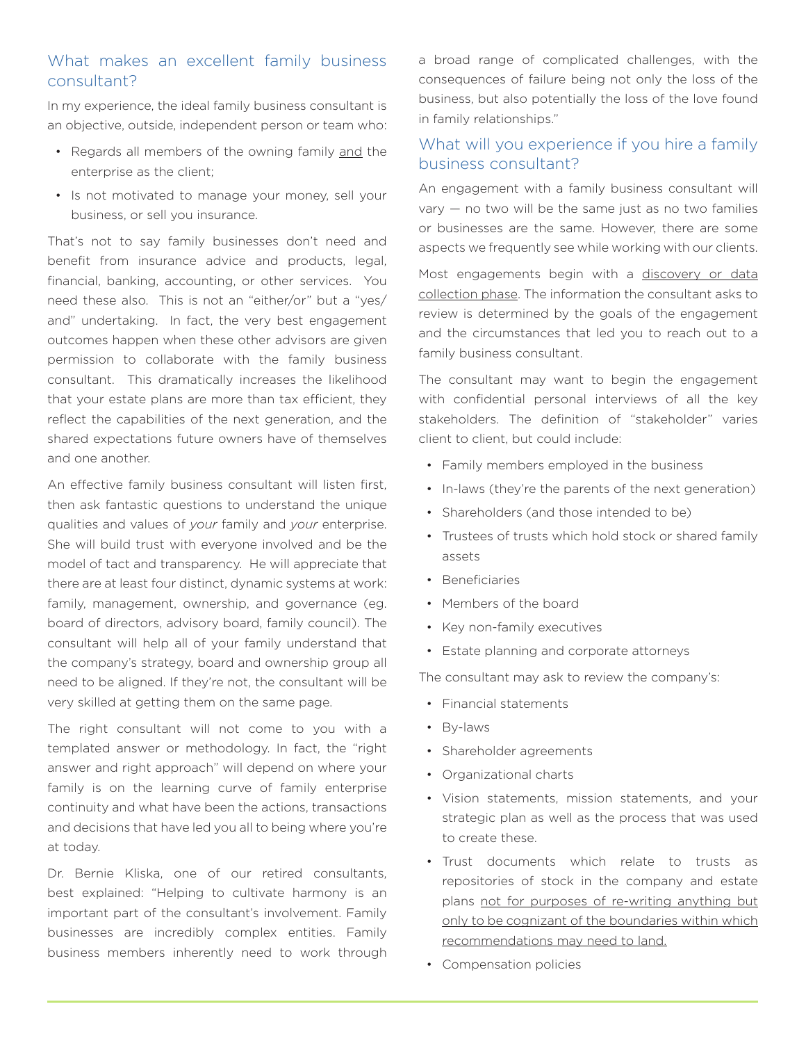## What makes an excellent family business consultant?

In my experience, the ideal family business consultant is an objective, outside, independent person or team who:

- Regards all members of the owning family <u>and</u> the enterprise as the client;
- Is not motivated to manage your money, sell your business, or sell you insurance.

That's not to say family businesses don't need and benefit from insurance advice and products, legal, financial, banking, accounting, or other services. You need these also. This is not an "either/or" but a "yes/and" undertaking. In fact, the very best engagement outcomes happen when these other advisors are given permission to collaborate with the family business consultant. This dramatically increases the likelihood that your estate plans are more than tax efficient, they reflect the capabilities of the next generation, and the shared expectations future owners have of themselves and one another.

An effective family business consultant will listen first, then ask fantastic questions to understand the unique qualities and values of *your* family and *your* enterprise. She will build trust with everyone involved and be the model of tact and transparency. He will appreciate that there are at least four distinct, dynamic systems at work: family, management, ownership, and governance (eg. board of directors, advisory board, family council). The consultant will help all of your family understand that the company's strategy, board and ownership group all need to be aligned. If they're not, the consultant will be very skilled at getting them on the same page.

The right consultant will not come to you with a templated answer or methodology. In fact, the "right answer and right approach" will depend on where your family is on the learning curve of family enterprise continuity and what have been the actions, transactions and decisions that have led you all to being where you're at today.

Dr. Bernie Kliska, one of our retired consultants, best explained: "Helping to cultivate harmony is an important part of the consultant's involvement. Family businesses are incredibly complex entities. Family business members inherently need to work through a broad range of complicated challenges, with the consequences of failure being not only the loss of the business, but also potentially the loss of the love found in family relationships."

## What will you experience if you hire a family business consultant?

An engagement with a family business consultant will vary — no two will be the same just as no two families or businesses are the same. However, there are some aspects we frequently see while working with our clients.

Most engagements begin with a <u>discovery or data collection phase</u>. The information the consultant asks to review is determined by the goals of the engagement and the circumstances that led you to reach out to a family business consultant.

The consultant may want to begin the engagement with confidential personal interviews of all the key stakeholders. The definition of "stakeholder" varies client to client, but could include:

- Family members employed in the business
- In-laws (they're the parents of the next generation)
- Shareholders (and those intended to be)
- Trustees of trusts which hold stock or shared family assets
- Beneficiaries
- Members of the board
- Key non-family executives
- Estate planning and corporate attorneys

The consultant may ask to review the company's:

- Financial statements
- By-laws
- Shareholder agreements
- Organizational charts
- Vision statements, mission statements, and your strategic plan as well as the process that was used to create these.
- Trust documents which relate to trusts as repositories of stock in the company and estate plans <u>not for purposes of re-writing anything but only to be cognizant of the boundaries within which recommendations may need to land.</u>
- Compensation policies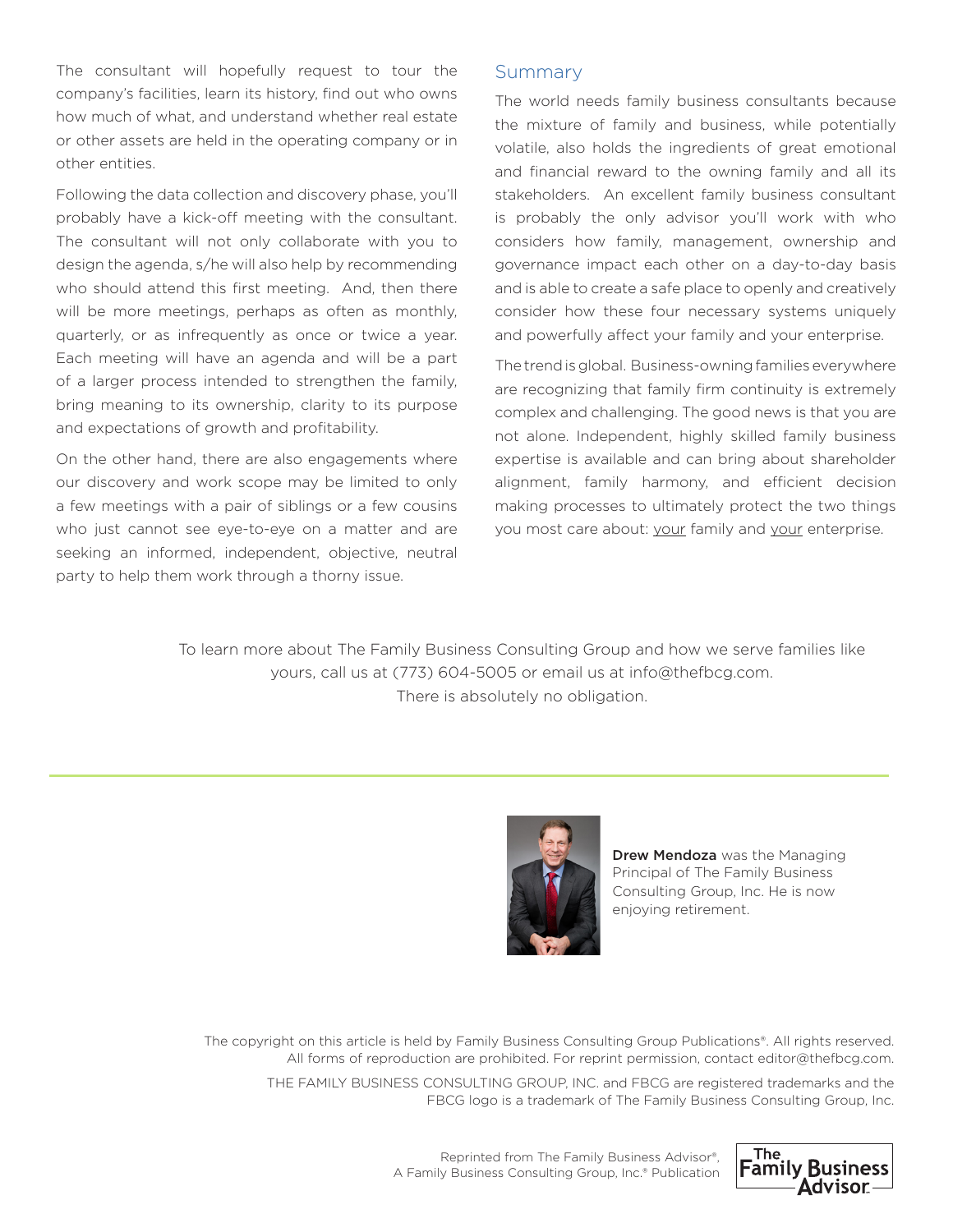The consultant will hopefully request to tour the company's facilities, learn its history, find out who owns how much of what, and understand whether real estate or other assets are held in the operating company or in other entities.

Following the data collection and discovery phase, you'll probably have a kick-off meeting with the consultant. The consultant will not only collaborate with you to design the agenda, s/he will also help by recommending who should attend this first meeting. And, then there will be more meetings, perhaps as often as monthly, quarterly, or as infrequently as once or twice a year. Each meeting will have an agenda and will be a part of a larger process intended to strengthen the family, bring meaning to its ownership, clarity to its purpose and expectations of growth and profitability.

On the other hand, there are also engagements where our discovery and work scope may be limited to only a few meetings with a pair of siblings or a few cousins who just cannot see eye-to-eye on a matter and are seeking an informed, independent, objective, neutral party to help them work through a thorny issue.

## Summary

The world needs family business consultants because the mixture of family and business, while potentially volatile, also holds the ingredients of great emotional and financial reward to the owning family and all its stakeholders. An excellent family business consultant is probably the only advisor you'll work with who considers how family, management, ownership and governance impact each other on a day-to-day basis and is able to create a safe place to openly and creatively consider how these four necessary systems uniquely and powerfully affect your family and your enterprise.

The trend is global. Business-owning families everywhere are recognizing that family firm continuity is extremely complex and challenging. The good news is that you are not alone. Independent, highly skilled family business expertise is available and can bring about shareholder alignment, family harmony, and efficient decision making processes to ultimately protect the two things you most care about: your family and your enterprise.

To learn more about The Family Business Consulting Group and how we serve families like yours, call us at (773) 604-5005 or email us at info@thefbcg.com. There is absolutely no obligation.

**Drew Mendoza** was the Managing Principal of The Family Business Consulting Group, Inc. He is now enjoying retirement.

The copyright on this article is held by Family Business Consulting Group Publications®. All rights reserved. All forms of reproduction are prohibited. For reprint permission, contact editor@thefbcg.com.

THE FAMILY BUSINESS CONSULTING GROUP, INC. and FBCG are registered trademarks and the FBCG logo is a trademark of The Family Business Consulting Group, Inc.

Reprinted from The Family Business Advisor®, A Family Business Consulting Group, Inc.® Publication